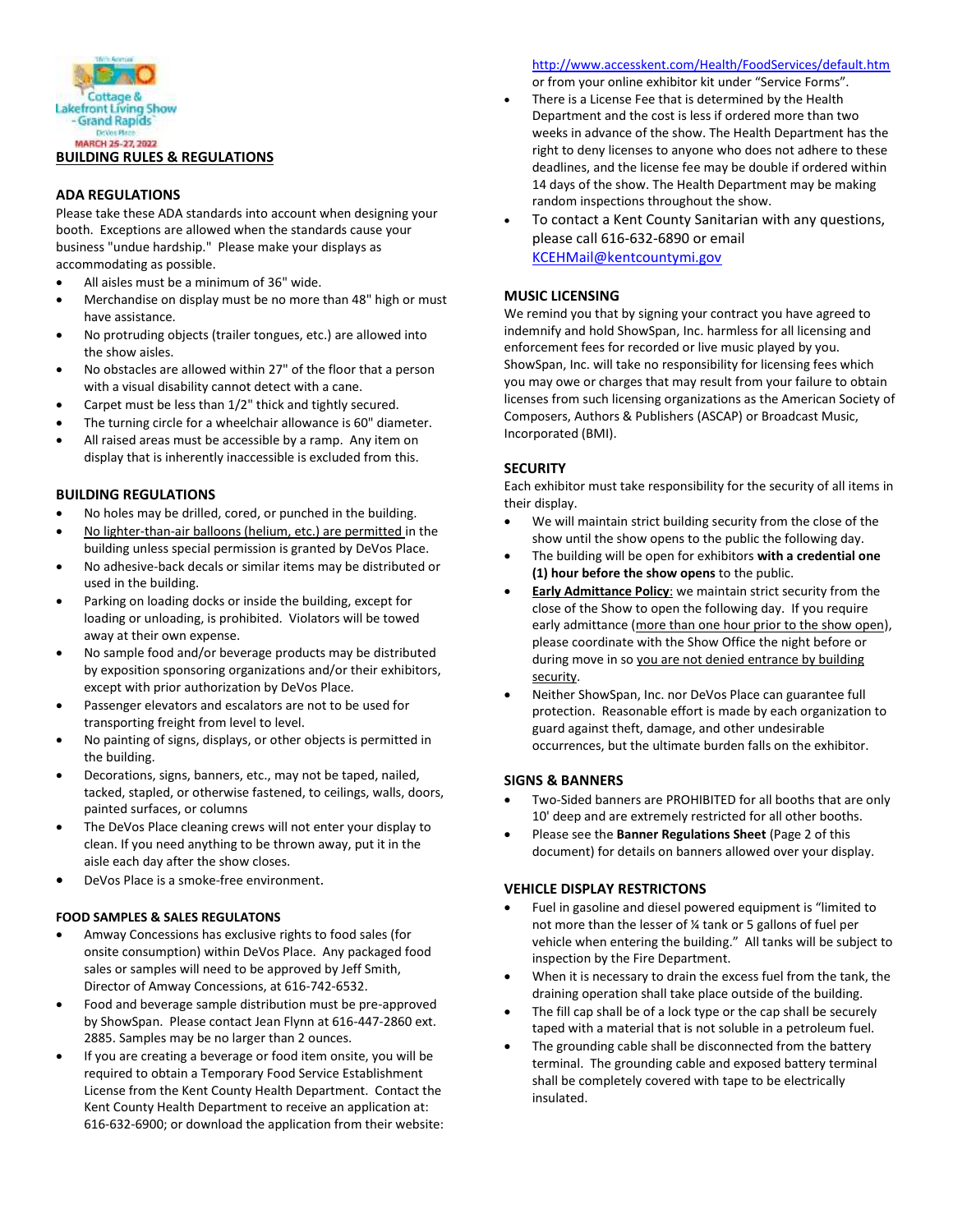Cottage & Lakefront Living Show - Grand Rapids
DeVos Place
MARCH 25-27, 2022

# BUILDING RULES & REGULATIONS

## ADA REGULATIONS

Please take these ADA standards into account when designing your booth. Exceptions are allowed when the standards cause your business "undue hardship." Please make your displays as accommodating as possible.

- All aisles must be a minimum of 36" wide.
- Merchandise on display must be no more than 48" high or must have assistance.
- No protruding objects (trailer tongues, etc.) are allowed into the show aisles.
- No obstacles are allowed within 27" of the floor that a person with a visual disability cannot detect with a cane.
- Carpet must be less than 1/2" thick and tightly secured.
- The turning circle for a wheelchair allowance is 60" diameter.
- All raised areas must be accessible by a ramp. Any item on display that is inherently inaccessible is excluded from this.

## BUILDING REGULATIONS

- No holes may be drilled, cored, or punched in the building.
- No lighter-than-air balloons (helium, etc.) are permitted in the building unless special permission is granted by DeVos Place.
- No adhesive-back decals or similar items may be distributed or used in the building.
- Parking on loading docks or inside the building, except for loading or unloading, is prohibited. Violators will be towed away at their own expense.
- No sample food and/or beverage products may be distributed by exposition sponsoring organizations and/or their exhibitors, except with prior authorization by DeVos Place.
- Passenger elevators and escalators are not to be used for transporting freight from level to level.
- No painting of signs, displays, or other objects is permitted in the building.
- Decorations, signs, banners, etc., may not be taped, nailed, tacked, stapled, or otherwise fastened, to ceilings, walls, doors, painted surfaces, or columns
- The DeVos Place cleaning crews will not enter your display to clean. If you need anything to be thrown away, put it in the aisle each day after the show closes.
- DeVos Place is a smoke-free environment.

## FOOD SAMPLES & SALES REGULATONS

- Amway Concessions has exclusive rights to food sales (for onsite consumption) within DeVos Place. Any packaged food sales or samples will need to be approved by Jeff Smith, Director of Amway Concessions, at 616-742-6532.
- Food and beverage sample distribution must be pre-approved by ShowSpan. Please contact Jean Flynn at 616-447-2860 ext. 2885. Samples may be no larger than 2 ounces.
- If you are creating a beverage or food item onsite, you will be required to obtain a Temporary Food Service Establishment License from the Kent County Health Department. Contact the Kent County Health Department to receive an application at: 616-632-6900; or download the application from their website: http://www.accesskent.com/Health/FoodServices/default.htm or from your online exhibitor kit under "Service Forms".
- There is a License Fee that is determined by the Health Department and the cost is less if ordered more than two weeks in advance of the show. The Health Department has the right to deny licenses to anyone who does not adhere to these deadlines, and the license fee may be double if ordered within 14 days of the show. The Health Department may be making random inspections throughout the show.
- To contact a Kent County Sanitarian with any questions, please call 616-632-6890 or email KCEHMail@kentcountymi.gov

## MUSIC LICENSING

We remind you that by signing your contract you have agreed to indemnify and hold ShowSpan, Inc. harmless for all licensing and enforcement fees for recorded or live music played by you. ShowSpan, Inc. will take no responsibility for licensing fees which you may owe or charges that may result from your failure to obtain licenses from such licensing organizations as the American Society of Composers, Authors & Publishers (ASCAP) or Broadcast Music, Incorporated (BMI).

## SECURITY

Each exhibitor must take responsibility for the security of all items in their display.

- We will maintain strict building security from the close of the show until the show opens to the public the following day.
- The building will be open for exhibitors **with a credential one (1) hour before the show opens** to the public.
- **Early Admittance Policy**: we maintain strict security from the close of the Show to open the following day. If you require early admittance (more than one hour prior to the show open), please coordinate with the Show Office the night before or during move in so you are not denied entrance by building security.
- Neither ShowSpan, Inc. nor DeVos Place can guarantee full protection. Reasonable effort is made by each organization to guard against theft, damage, and other undesirable occurrences, but the ultimate burden falls on the exhibitor.

## SIGNS & BANNERS

- Two-Sided banners are PROHIBITED for all booths that are only 10' deep and are extremely restricted for all other booths.
- Please see the **Banner Regulations Sheet** (Page 2 of this document) for details on banners allowed over your display.

## VEHICLE DISPLAY RESTRICTONS

- Fuel in gasoline and diesel powered equipment is "limited to not more than the lesser of ¼ tank or 5 gallons of fuel per vehicle when entering the building." All tanks will be subject to inspection by the Fire Department.
- When it is necessary to drain the excess fuel from the tank, the draining operation shall take place outside of the building.
- The fill cap shall be of a lock type or the cap shall be securely taped with a material that is not soluble in a petroleum fuel.
- The grounding cable shall be disconnected from the battery terminal. The grounding cable and exposed battery terminal shall be completely covered with tape to be electrically insulated.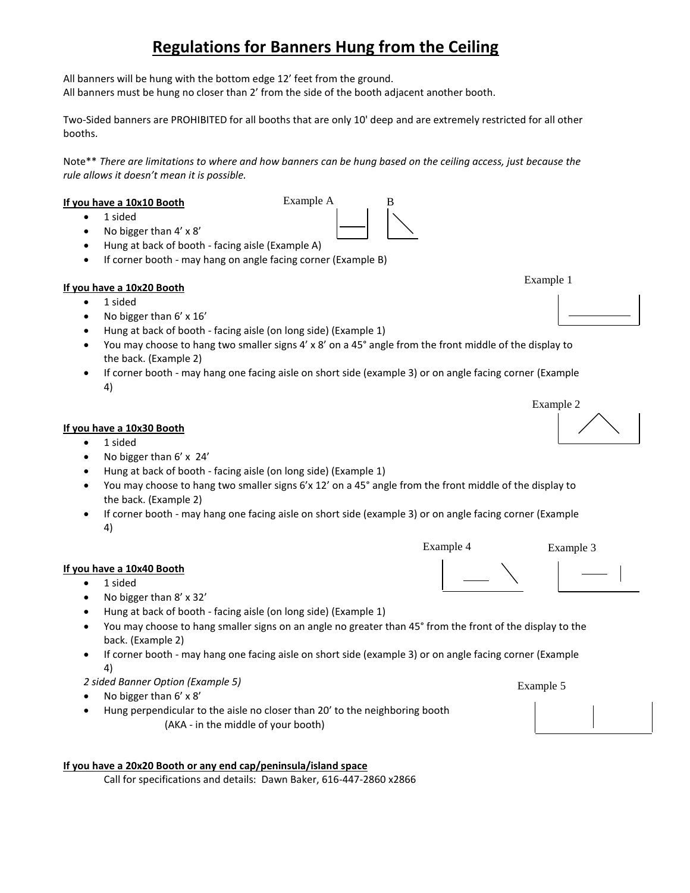# Regulations for Banners Hung from the Ceiling

All banners will be hung with the bottom edge 12' feet from the ground.
All banners must be hung no closer than 2' from the side of the booth adjacent another booth.

Two-Sided banners are PROHIBITED for all booths that are only 10' deep and are extremely restricted for all other booths.

Note** *There are limitations to where and how banners can be hung based on the ceiling access, just because the rule allows it doesn't mean it is possible.*

**If you have a 10x10 Booth**

Example A B

- 1 sided
- No bigger than 4' x 8'
- Hung at back of booth - facing aisle (Example A)
- If corner booth - may hang on angle facing corner (Example B)

**If you have a 10x20 Booth**

Example 1

- 1 sided
- No bigger than 6' x 16'
- Hung at back of booth - facing aisle (on long side) (Example 1)
- You may choose to hang two smaller signs 4' x 8' on a 45° angle from the front middle of the display to the back. (Example 2)
- If corner booth - may hang one facing aisle on short side (example 3) or on angle facing corner (Example 4)

Example 2

**If you have a 10x30 Booth**

- 1 sided
- No bigger than 6' x 24'
- Hung at back of booth - facing aisle (on long side) (Example 1)
- You may choose to hang two smaller signs 6'x 12' on a 45° angle from the front middle of the display to the back. (Example 2)
- If corner booth - may hang one facing aisle on short side (example 3) or on angle facing corner (Example 4)

Example 4

Example 3

**If you have a 10x40 Booth**

- 1 sided
- No bigger than 8' x 32'
- Hung at back of booth - facing aisle (on long side) (Example 1)
- You may choose to hang smaller signs on an angle no greater than 45° from the front of the display to the back. (Example 2)
- If corner booth - may hang one facing aisle on short side (example 3) or on angle facing corner (Example 4)

*2 sided Banner Option (Example 5)*

- No bigger than 6' x 8'
- Hung perpendicular to the aisle no closer than 20' to the neighboring booth (AKA - in the middle of your booth)

Example 5

**If you have a 20x20 Booth or any end cap/peninsula/island space**

Call for specifications and details: Dawn Baker, 616-447-2860 x2866